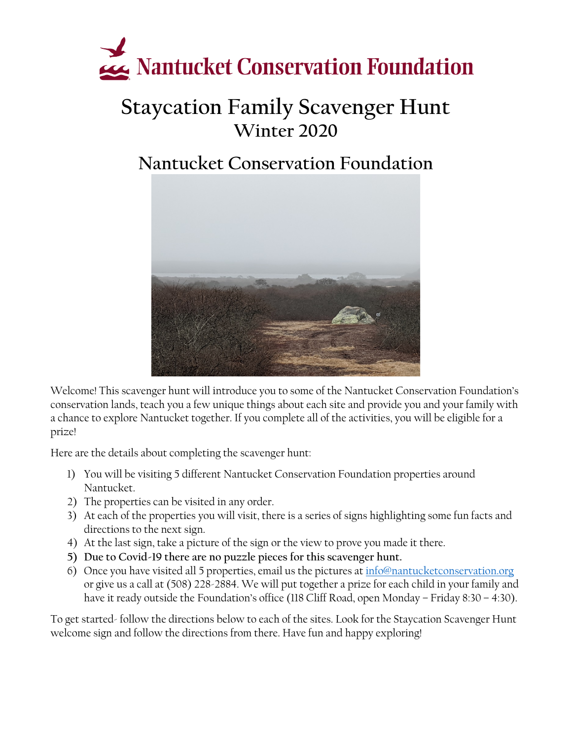# Nantucket Conservation Foundation

# Staycation Family Scavenger Hunt

## Winter 2020

## Nantucket Conservation Foundation

Welcome! This scavenger hunt will introduce you to some of the Nantucket Conservation Foundation's conservation lands, teach you a few unique things about each site and provide you and your family with a chance to explore Nantucket together. If you complete all of the activities, you will be eligible for a prize!

Here are the details about completing the scavenger hunt:

1) You will be visiting 5 different Nantucket Conservation Foundation properties around Nantucket.
2) The properties can be visited in any order.
3) At each of the properties you will visit, there is a series of signs highlighting some fun facts and directions to the next sign.
4) At the last sign, take a picture of the sign or the view to prove you made it there.
5) **Due to Covid-19 there are no puzzle pieces for this scavenger hunt.**
6) Once you have visited all 5 properties, email us the pictures at info@nantucketconservation.org or give us a call at (508) 228-2884. We will put together a prize for each child in your family and have it ready outside the Foundation's office (118 Cliff Road, open Monday – Friday 8:30 – 4:30).

To get started- follow the directions below to each of the sites. Look for the Staycation Scavenger Hunt welcome sign and follow the directions from there. Have fun and happy exploring!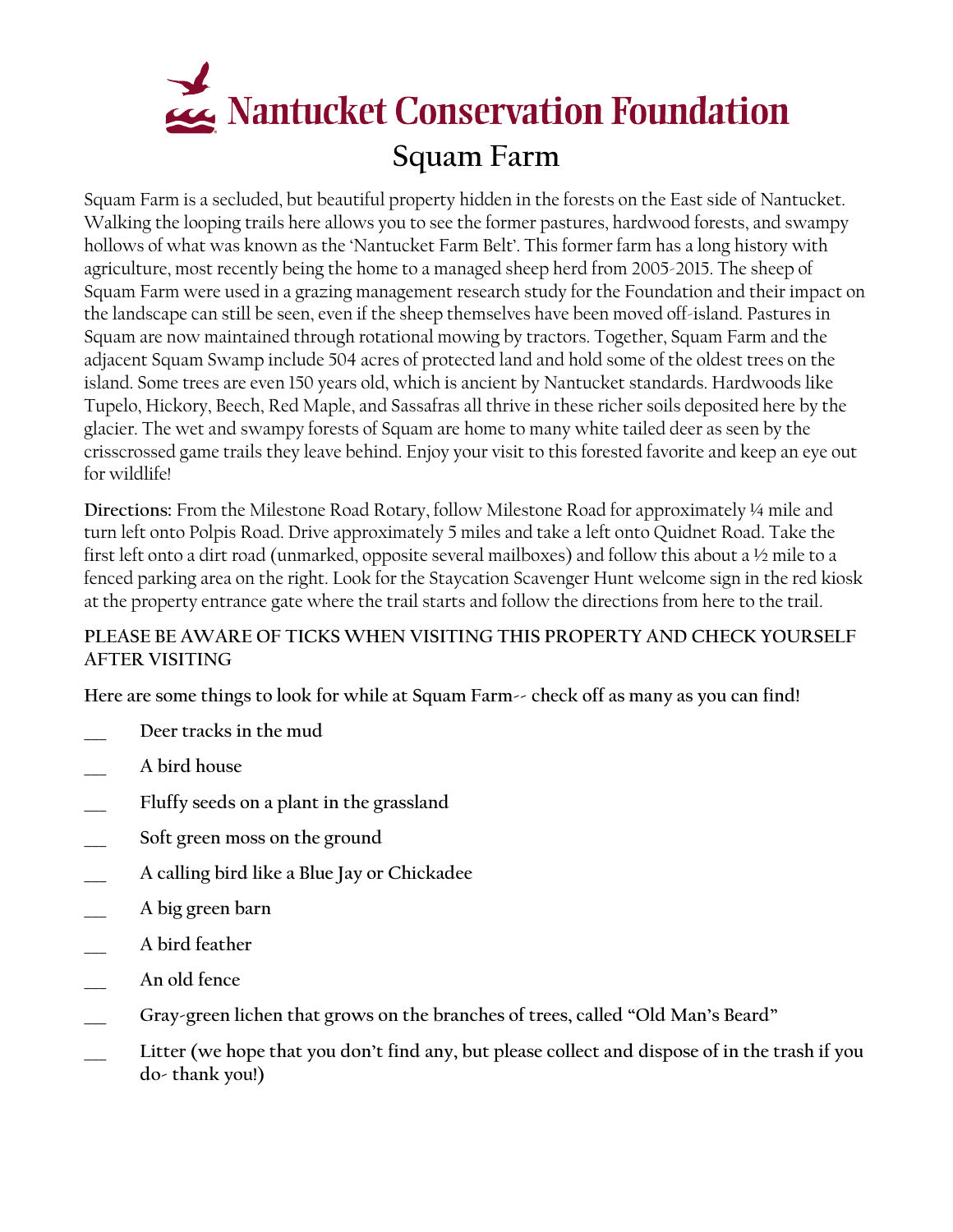# Nantucket Conservation Foundation

## Squam Farm

Squam Farm is a secluded, but beautiful property hidden in the forests on the East side of Nantucket. Walking the looping trails here allows you to see the former pastures, hardwood forests, and swampy hollows of what was known as the 'Nantucket Farm Belt'. This former farm has a long history with agriculture, most recently being the home to a managed sheep herd from 2005-2015. The sheep of Squam Farm were used in a grazing management research study for the Foundation and their impact on the landscape can still be seen, even if the sheep themselves have been moved off-island. Pastures in Squam are now maintained through rotational mowing by tractors. Together, Squam Farm and the adjacent Squam Swamp include 504 acres of protected land and hold some of the oldest trees on the island. Some trees are even 150 years old, which is ancient by Nantucket standards. Hardwoods like Tupelo, Hickory, Beech, Red Maple, and Sassafras all thrive in these richer soils deposited here by the glacier. The wet and swampy forests of Squam are home to many white tailed deer as seen by the crisscrossed game trails they leave behind. Enjoy your visit to this forested favorite and keep an eye out for wildlife!

**Directions:** From the Milestone Road Rotary, follow Milestone Road for approximately ¼ mile and turn left onto Polpis Road. Drive approximately 5 miles and take a left onto Quidnet Road. Take the first left onto a dirt road (unmarked, opposite several mailboxes) and follow this about a ½ mile to a fenced parking area on the right. Look for the Staycation Scavenger Hunt welcome sign in the red kiosk at the property entrance gate where the trail starts and follow the directions from here to the trail.

**PLEASE BE AWARE OF TICKS WHEN VISITING THIS PROPERTY AND CHECK YOURSELF AFTER VISITING**

**Here are some things to look for while at Squam Farm-- check off as many as you can find!**

- ___ **Deer tracks in the mud**
- ___ **A bird house**
- ___ **Fluffy seeds on a plant in the grassland**
- ___ **Soft green moss on the ground**
- ___ **A calling bird like a Blue Jay or Chickadee**
- ___ **A big green barn**
- ___ **A bird feather**
- ___ **An old fence**
- ___ **Gray-green lichen that grows on the branches of trees, called "Old Man's Beard"**
- ___ **Litter (we hope that you don't find any, but please collect and dispose of in the trash if you do- thank you!)**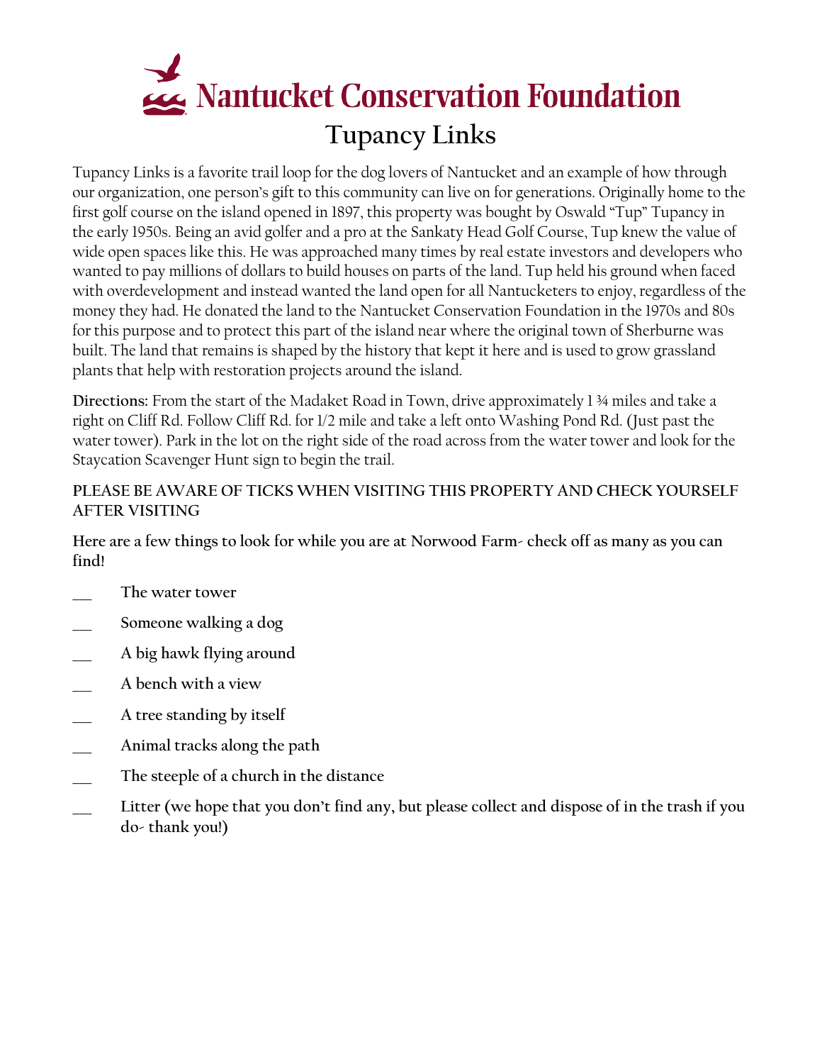# Nantucket Conservation Foundation

## Tupancy Links

Tupancy Links is a favorite trail loop for the dog lovers of Nantucket and an example of how through our organization, one person's gift to this community can live on for generations. Originally home to the first golf course on the island opened in 1897, this property was bought by Oswald "Tup" Tupancy in the early 1950s. Being an avid golfer and a pro at the Sankaty Head Golf Course, Tup knew the value of wide open spaces like this. He was approached many times by real estate investors and developers who wanted to pay millions of dollars to build houses on parts of the land. Tup held his ground when faced with overdevelopment and instead wanted the land open for all Nantucketers to enjoy, regardless of the money they had. He donated the land to the Nantucket Conservation Foundation in the 1970s and 80s for this purpose and to protect this part of the island near where the original town of Sherburne was built. The land that remains is shaped by the history that kept it here and is used to grow grassland plants that help with restoration projects around the island.

**Directions:** From the start of the Madaket Road in Town, drive approximately 1 ¾ miles and take a right on Cliff Rd. Follow Cliff Rd. for 1/2 mile and take a left onto Washing Pond Rd. (Just past the water tower). Park in the lot on the right side of the road across from the water tower and look for the Staycation Scavenger Hunt sign to begin the trail.

**PLEASE BE AWARE OF TICKS WHEN VISITING THIS PROPERTY AND CHECK YOURSELF AFTER VISITING**

**Here are a few things to look for while you are at Norwood Farm- check off as many as you can find!**

- ___ The water tower
- ___ Someone walking a dog
- ___ A big hawk flying around
- ___ A bench with a view
- ___ A tree standing by itself
- ___ Animal tracks along the path
- ___ The steeple of a church in the distance
- ___ Litter (we hope that you don't find any, but please collect and dispose of in the trash if you do- thank you!)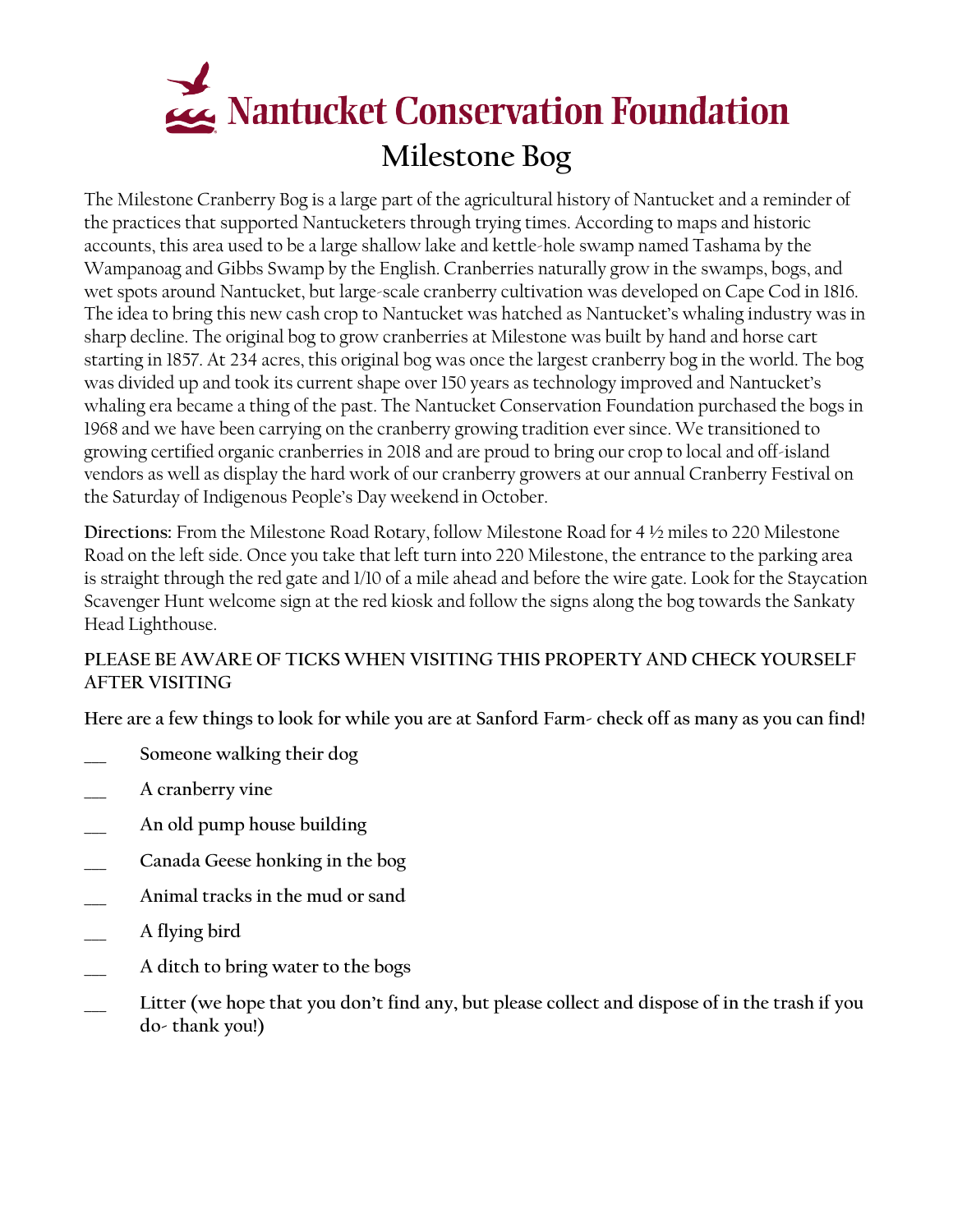# Nantucket Conservation Foundation

## Milestone Bog

The Milestone Cranberry Bog is a large part of the agricultural history of Nantucket and a reminder of the practices that supported Nantucketers through trying times. According to maps and historic accounts, this area used to be a large shallow lake and kettle-hole swamp named Tashama by the Wampanoag and Gibbs Swamp by the English. Cranberries naturally grow in the swamps, bogs, and wet spots around Nantucket, but large-scale cranberry cultivation was developed on Cape Cod in 1816. The idea to bring this new cash crop to Nantucket was hatched as Nantucket's whaling industry was in sharp decline. The original bog to grow cranberries at Milestone was built by hand and horse cart starting in 1857. At 234 acres, this original bog was once the largest cranberry bog in the world. The bog was divided up and took its current shape over 150 years as technology improved and Nantucket's whaling era became a thing of the past. The Nantucket Conservation Foundation purchased the bogs in 1968 and we have been carrying on the cranberry growing tradition ever since. We transitioned to growing certified organic cranberries in 2018 and are proud to bring our crop to local and off-island vendors as well as display the hard work of our cranberry growers at our annual Cranberry Festival on the Saturday of Indigenous People's Day weekend in October.

**Directions:** From the Milestone Road Rotary, follow Milestone Road for 4 ½ miles to 220 Milestone Road on the left side. Once you take that left turn into 220 Milestone, the entrance to the parking area is straight through the red gate and 1/10 of a mile ahead and before the wire gate. Look for the Staycation Scavenger Hunt welcome sign at the red kiosk and follow the signs along the bog towards the Sankaty Head Lighthouse.

**PLEASE BE AWARE OF TICKS WHEN VISITING THIS PROPERTY AND CHECK YOURSELF AFTER VISITING**

**Here are a few things to look for while you are at Sanford Farm- check off as many as you can find!**

- ___ **Someone walking their dog**
- ___ **A cranberry vine**
- ___ **An old pump house building**
- ___ **Canada Geese honking in the bog**
- ___ **Animal tracks in the mud or sand**
- ___ **A flying bird**
- ___ **A ditch to bring water to the bogs**
- ___ **Litter (we hope that you don't find any, but please collect and dispose of in the trash if you do- thank you!)**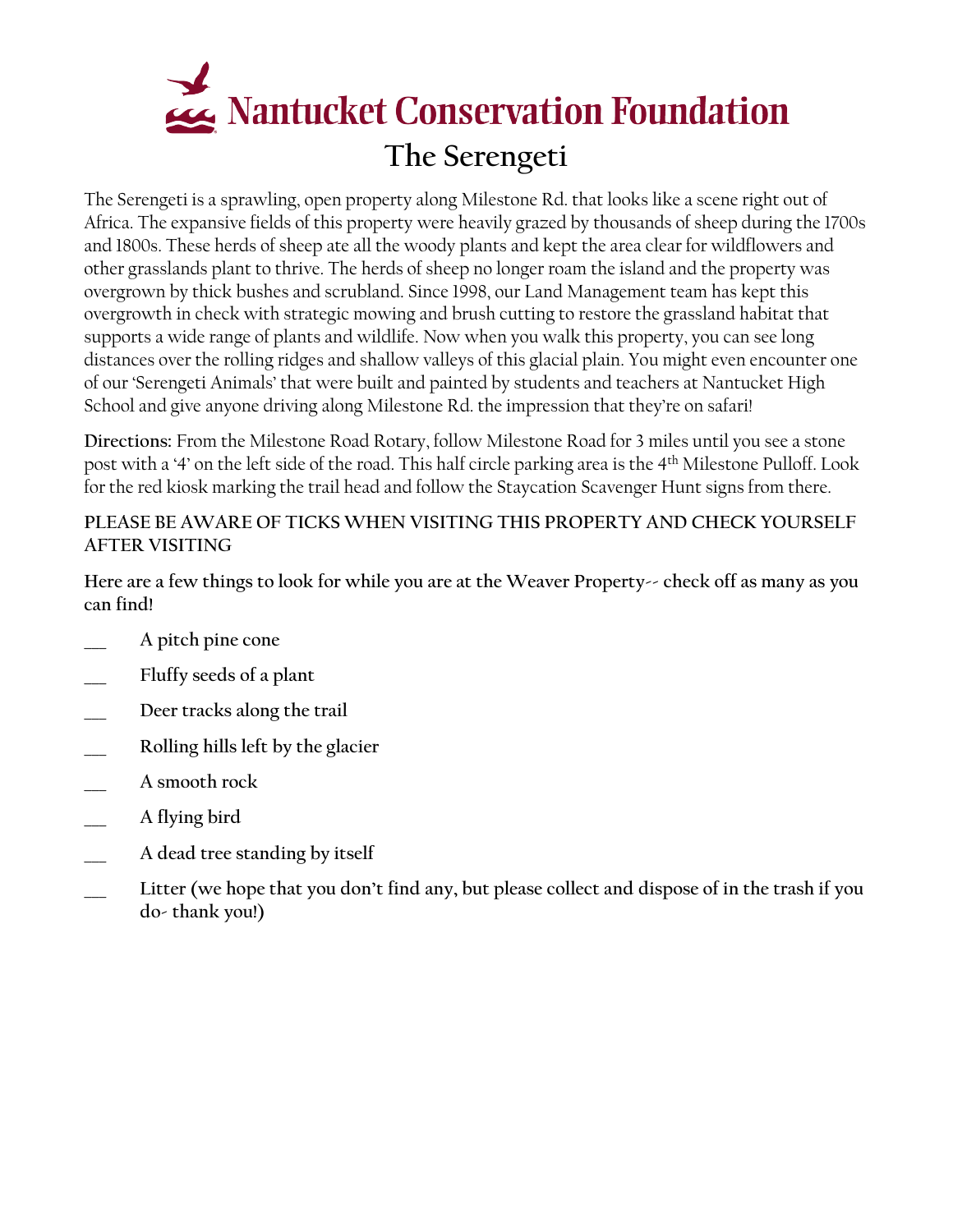# Nantucket Conservation Foundation

## The Serengeti

The Serengeti is a sprawling, open property along Milestone Rd. that looks like a scene right out of Africa. The expansive fields of this property were heavily grazed by thousands of sheep during the 1700s and 1800s. These herds of sheep ate all the woody plants and kept the area clear for wildflowers and other grasslands plant to thrive. The herds of sheep no longer roam the island and the property was overgrown by thick bushes and scrubland. Since 1998, our Land Management team has kept this overgrowth in check with strategic mowing and brush cutting to restore the grassland habitat that supports a wide range of plants and wildlife. Now when you walk this property, you can see long distances over the rolling ridges and shallow valleys of this glacial plain. You might even encounter one of our 'Serengeti Animals' that were built and painted by students and teachers at Nantucket High School and give anyone driving along Milestone Rd. the impression that they're on safari!

**Directions:** From the Milestone Road Rotary, follow Milestone Road for 3 miles until you see a stone post with a '4' on the left side of the road. This half circle parking area is the 4th Milestone Pulloff. Look for the red kiosk marking the trail head and follow the Staycation Scavenger Hunt signs from there.

**PLEASE BE AWARE OF TICKS WHEN VISITING THIS PROPERTY AND CHECK YOURSELF AFTER VISITING**

**Here are a few things to look for while you are at the Weaver Property-- check off as many as you can find!**

- ___ **A pitch pine cone**
- ___ **Fluffy seeds of a plant**
- ___ **Deer tracks along the trail**
- ___ **Rolling hills left by the glacier**
- ___ **A smooth rock**
- ___ **A flying bird**
- ___ **A dead tree standing by itself**
- ___ **Litter (we hope that you don't find any, but please collect and dispose of in the trash if you do- thank you!)**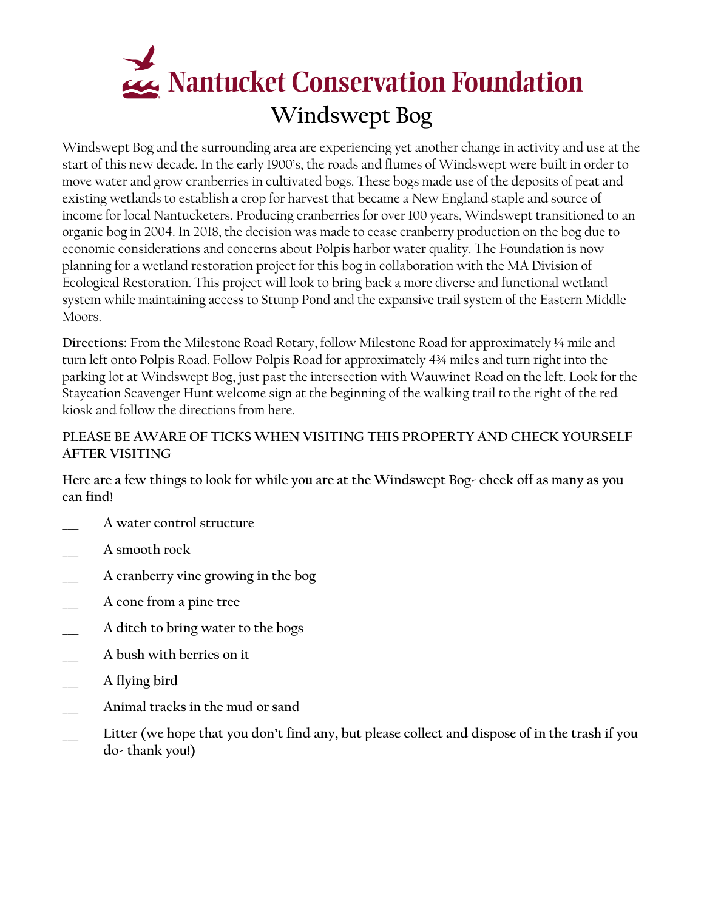# Nantucket Conservation Foundation

## Windswept Bog

Windswept Bog and the surrounding area are experiencing yet another change in activity and use at the start of this new decade. In the early 1900's, the roads and flumes of Windswept were built in order to move water and grow cranberries in cultivated bogs. These bogs made use of the deposits of peat and existing wetlands to establish a crop for harvest that became a New England staple and source of income for local Nantucketers. Producing cranberries for over 100 years, Windswept transitioned to an organic bog in 2004. In 2018, the decision was made to cease cranberry production on the bog due to economic considerations and concerns about Polpis harbor water quality. The Foundation is now planning for a wetland restoration project for this bog in collaboration with the MA Division of Ecological Restoration. This project will look to bring back a more diverse and functional wetland system while maintaining access to Stump Pond and the expansive trail system of the Eastern Middle Moors.

**Directions:** From the Milestone Road Rotary, follow Milestone Road for approximately ¼ mile and turn left onto Polpis Road. Follow Polpis Road for approximately 4¾ miles and turn right into the parking lot at Windswept Bog, just past the intersection with Wauwinet Road on the left. Look for the Staycation Scavenger Hunt welcome sign at the beginning of the walking trail to the right of the red kiosk and follow the directions from here.

**PLEASE BE AWARE OF TICKS WHEN VISITING THIS PROPERTY AND CHECK YOURSELF AFTER VISITING**

**Here are a few things to look for while you are at the Windswept Bog- check off as many as you can find!**

- ___ A water control structure
- ___ A smooth rock
- ___ A cranberry vine growing in the bog
- ___ A cone from a pine tree
- ___ A ditch to bring water to the bogs
- ___ A bush with berries on it
- ___ A flying bird
- ___ Animal tracks in the mud or sand
- ___ Litter (we hope that you don't find any, but please collect and dispose of in the trash if you do- thank you!)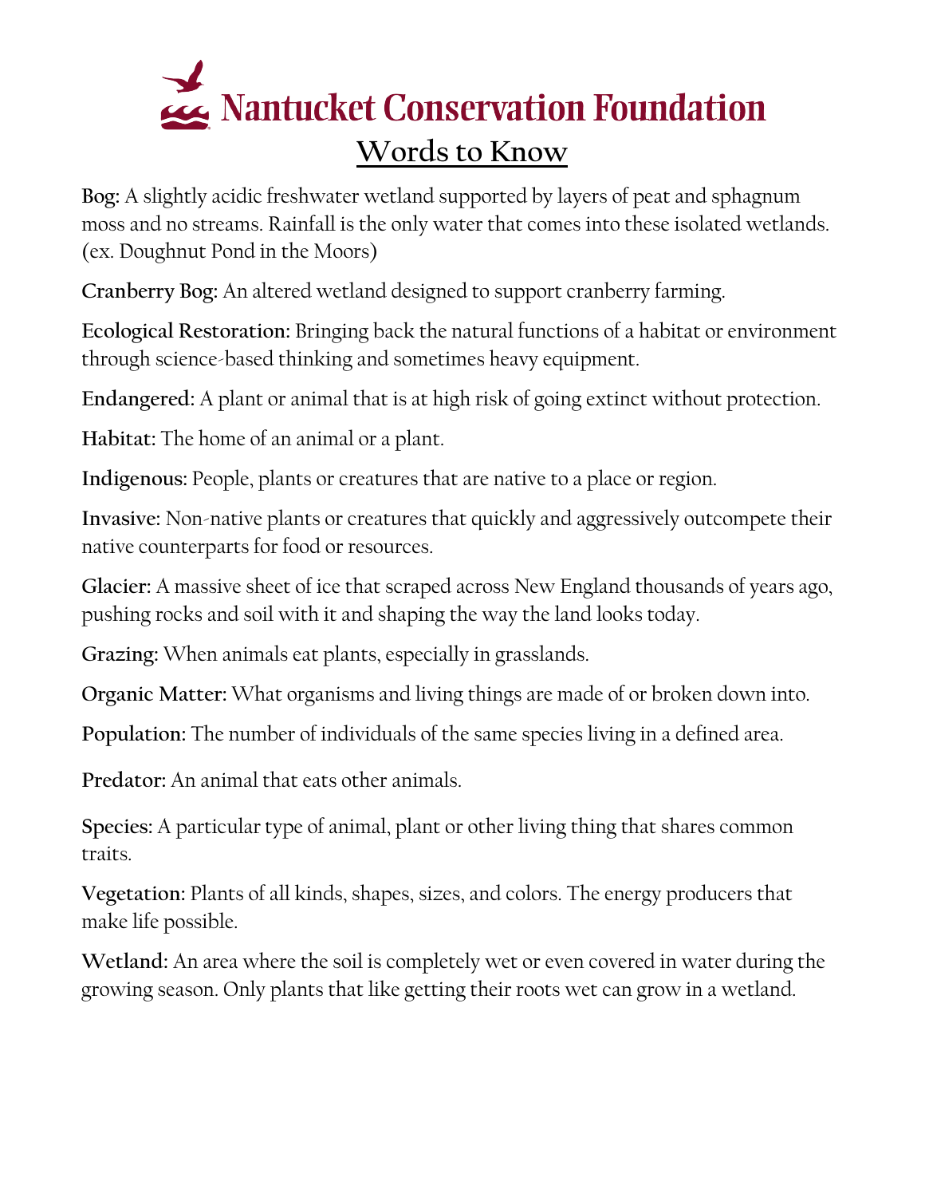# Nantucket Conservation Foundation

## Words to Know

**Bog:** A slightly acidic freshwater wetland supported by layers of peat and sphagnum moss and no streams. Rainfall is the only water that comes into these isolated wetlands. (ex. Doughnut Pond in the Moors)

**Cranberry Bog:** An altered wetland designed to support cranberry farming.

**Ecological Restoration:** Bringing back the natural functions of a habitat or environment through science-based thinking and sometimes heavy equipment.

**Endangered:** A plant or animal that is at high risk of going extinct without protection.

**Habitat:** The home of an animal or a plant.

**Indigenous:** People, plants or creatures that are native to a place or region.

**Invasive:** Non-native plants or creatures that quickly and aggressively outcompete their native counterparts for food or resources.

**Glacier:** A massive sheet of ice that scraped across New England thousands of years ago, pushing rocks and soil with it and shaping the way the land looks today.

**Grazing:** When animals eat plants, especially in grasslands.

**Organic Matter:** What organisms and living things are made of or broken down into.

**Population:** The number of individuals of the same species living in a defined area.

**Predator:** An animal that eats other animals.

**Species:** A particular type of animal, plant or other living thing that shares common traits.

**Vegetation:** Plants of all kinds, shapes, sizes, and colors. The energy producers that make life possible.

**Wetland:** An area where the soil is completely wet or even covered in water during the growing season. Only plants that like getting their roots wet can grow in a wetland.